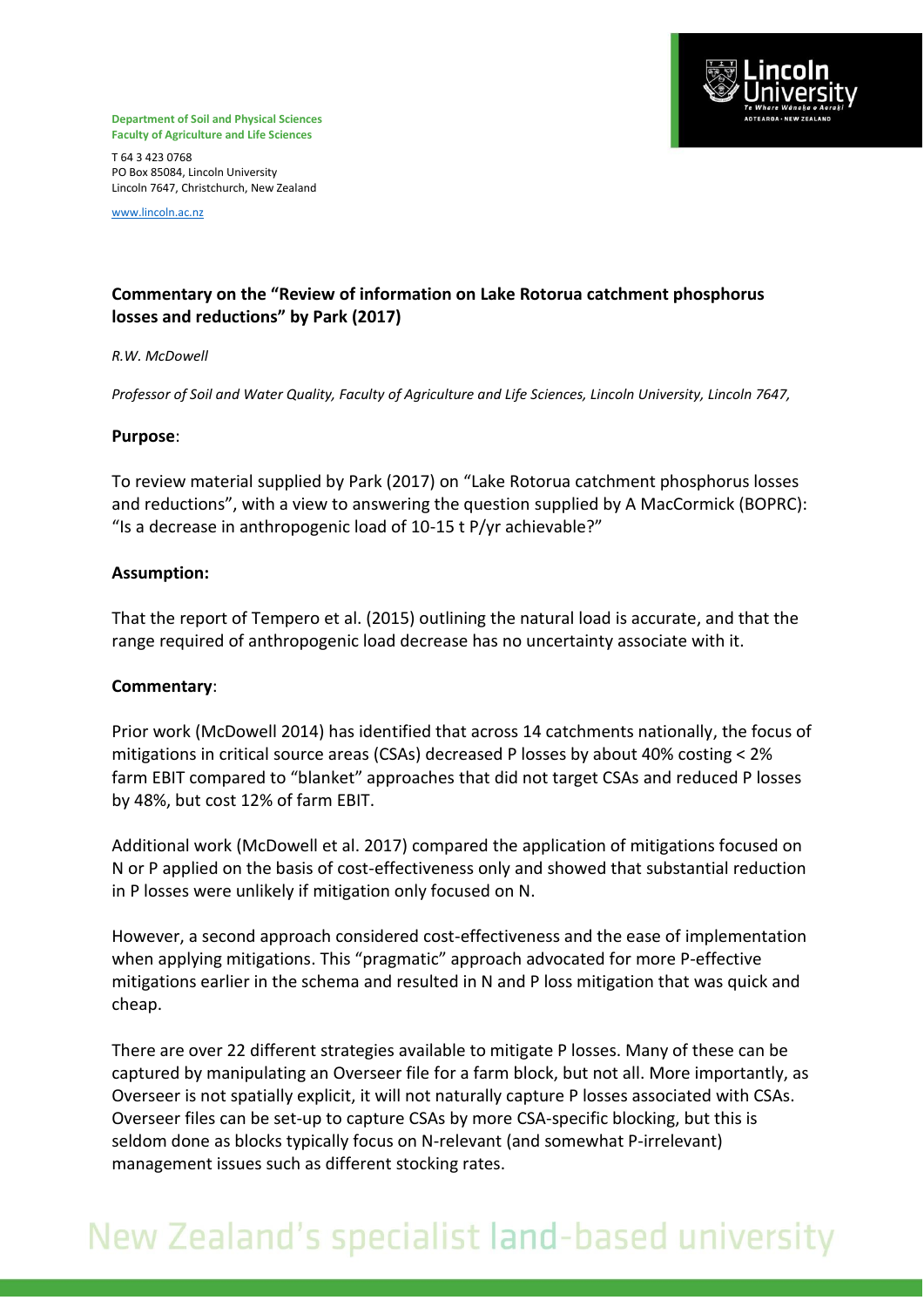**Department of Soil and Physical Sciences**
**Faculty of Agriculture and Life Sciences**

T 64 3 423 0768
PO Box 85084, Lincoln University
Lincoln 7647, Christchurch, New Zealand

www.lincoln.ac.nz

# Commentary on the "Review of information on Lake Rotorua catchment phosphorus losses and reductions" by Park (2017)

*R.W. McDowell*

*Professor of Soil and Water Quality, Faculty of Agriculture and Life Sciences, Lincoln University, Lincoln 7647,*

**Purpose**:

To review material supplied by Park (2017) on "Lake Rotorua catchment phosphorus losses and reductions", with a view to answering the question supplied by A MacCormick (BOPRC): "Is a decrease in anthropogenic load of 10-15 t P/yr achievable?"

**Assumption:**

That the report of Tempero et al. (2015) outlining the natural load is accurate, and that the range required of anthropogenic load decrease has no uncertainty associate with it.

**Commentary**:

Prior work (McDowell 2014) has identified that across 14 catchments nationally, the focus of mitigations in critical source areas (CSAs) decreased P losses by about 40% costing < 2% farm EBIT compared to "blanket" approaches that did not target CSAs and reduced P losses by 48%, but cost 12% of farm EBIT.

Additional work (McDowell et al. 2017) compared the application of mitigations focused on N or P applied on the basis of cost-effectiveness only and showed that substantial reduction in P losses were unlikely if mitigation only focused on N.

However, a second approach considered cost-effectiveness and the ease of implementation when applying mitigations. This "pragmatic" approach advocated for more P-effective mitigations earlier in the schema and resulted in N and P loss mitigation that was quick and cheap.

There are over 22 different strategies available to mitigate P losses. Many of these can be captured by manipulating an Overseer file for a farm block, but not all. More importantly, as Overseer is not spatially explicit, it will not naturally capture P losses associated with CSAs. Overseer files can be set-up to capture CSAs by more CSA-specific blocking, but this is seldom done as blocks typically focus on N-relevant (and somewhat P-irrelevant) management issues such as different stocking rates.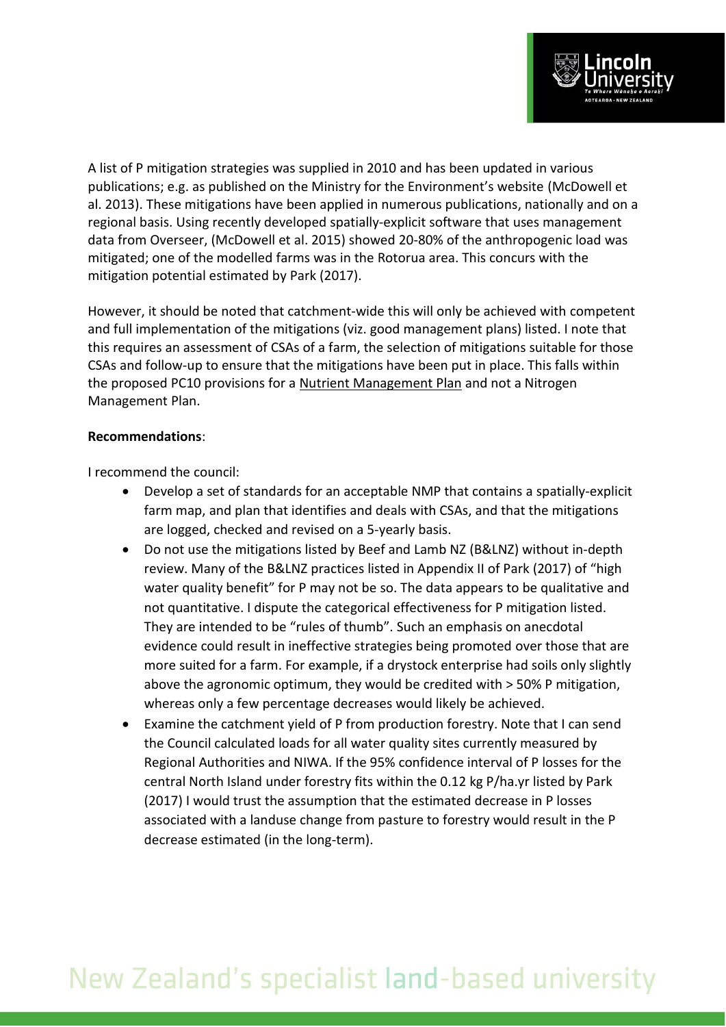A list of P mitigation strategies was supplied in 2010 and has been updated in various publications; e.g. as published on the Ministry for the Environment's website (McDowell et al. 2013). These mitigations have been applied in numerous publications, nationally and on a regional basis. Using recently developed spatially-explicit software that uses management data from Overseer, (McDowell et al. 2015) showed 20-80% of the anthropogenic load was mitigated; one of the modelled farms was in the Rotorua area. This concurs with the mitigation potential estimated by Park (2017).

However, it should be noted that catchment-wide this will only be achieved with competent and full implementation of the mitigations (viz. good management plans) listed. I note that this requires an assessment of CSAs of a farm, the selection of mitigations suitable for those CSAs and follow-up to ensure that the mitigations have been put in place. This falls within the proposed PC10 provisions for a Nutrient Management Plan and not a Nitrogen Management Plan.

**Recommendations**:

I recommend the council:

- Develop a set of standards for an acceptable NMP that contains a spatially-explicit farm map, and plan that identifies and deals with CSAs, and that the mitigations are logged, checked and revised on a 5-yearly basis.
- Do not use the mitigations listed by Beef and Lamb NZ (B&LNZ) without in-depth review. Many of the B&LNZ practices listed in Appendix II of Park (2017) of "high water quality benefit" for P may not be so. The data appears to be qualitative and not quantitative. I dispute the categorical effectiveness for P mitigation listed. They are intended to be "rules of thumb". Such an emphasis on anecdotal evidence could result in ineffective strategies being promoted over those that are more suited for a farm. For example, if a drystock enterprise had soils only slightly above the agronomic optimum, they would be credited with > 50% P mitigation, whereas only a few percentage decreases would likely be achieved.
- Examine the catchment yield of P from production forestry. Note that I can send the Council calculated loads for all water quality sites currently measured by Regional Authorities and NIWA. If the 95% confidence interval of P losses for the central North Island under forestry fits within the 0.12 kg P/ha.yr listed by Park (2017) I would trust the assumption that the estimated decrease in P losses associated with a landuse change from pasture to forestry would result in the P decrease estimated (in the long-term).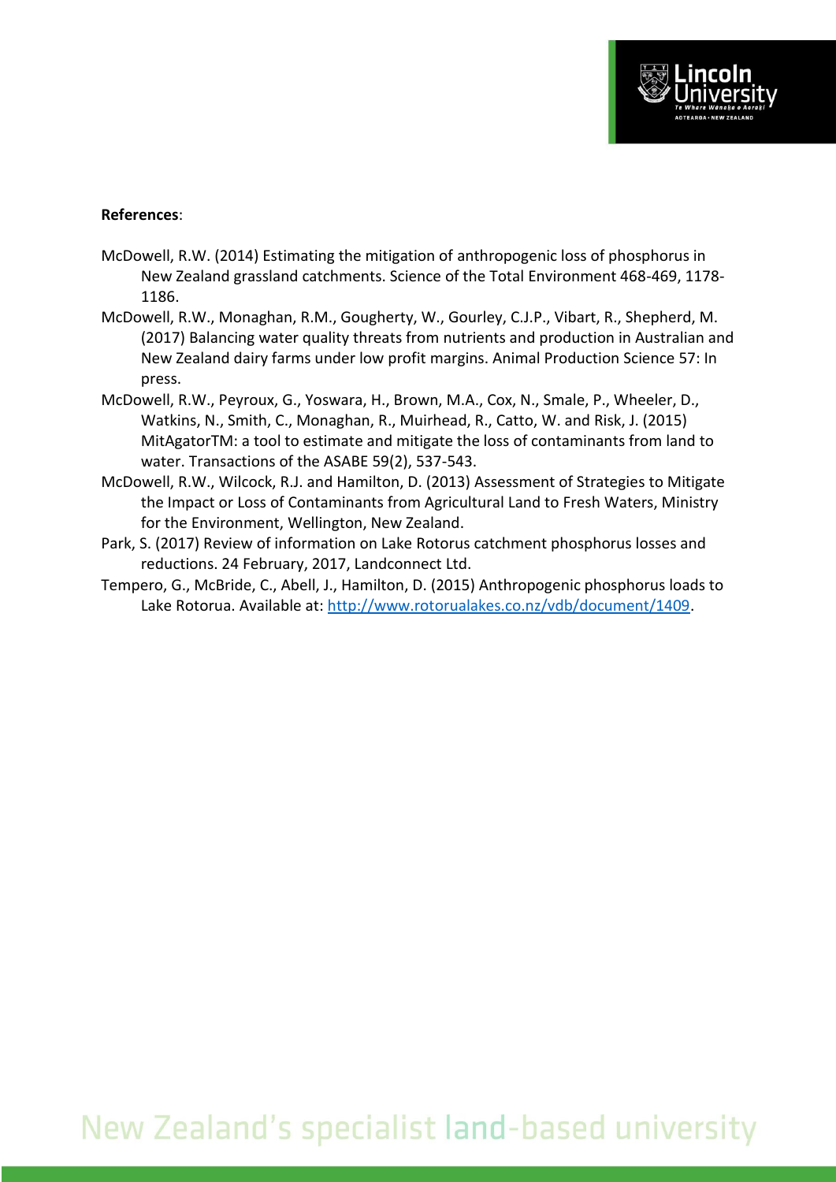**References**:

McDowell, R.W. (2014) Estimating the mitigation of anthropogenic loss of phosphorus in New Zealand grassland catchments. Science of the Total Environment 468-469, 1178-1186.

McDowell, R.W., Monaghan, R.M., Gougherty, W., Gourley, C.J.P., Vibart, R., Shepherd, M. (2017) Balancing water quality threats from nutrients and production in Australian and New Zealand dairy farms under low profit margins. Animal Production Science 57: In press.

McDowell, R.W., Peyroux, G., Yoswara, H., Brown, M.A., Cox, N., Smale, P., Wheeler, D., Watkins, N., Smith, C., Monaghan, R., Muirhead, R., Catto, W. and Risk, J. (2015) MitAgatorTM: a tool to estimate and mitigate the loss of contaminants from land to water. Transactions of the ASABE 59(2), 537-543.

McDowell, R.W., Wilcock, R.J. and Hamilton, D. (2013) Assessment of Strategies to Mitigate the Impact or Loss of Contaminants from Agricultural Land to Fresh Waters, Ministry for the Environment, Wellington, New Zealand.

Park, S. (2017) Review of information on Lake Rotorus catchment phosphorus losses and reductions. 24 February, 2017, Landconnect Ltd.

Tempero, G., McBride, C., Abell, J., Hamilton, D. (2015) Anthropogenic phosphorus loads to Lake Rotorua. Available at: http://www.rotorualakes.co.nz/vdb/document/1409.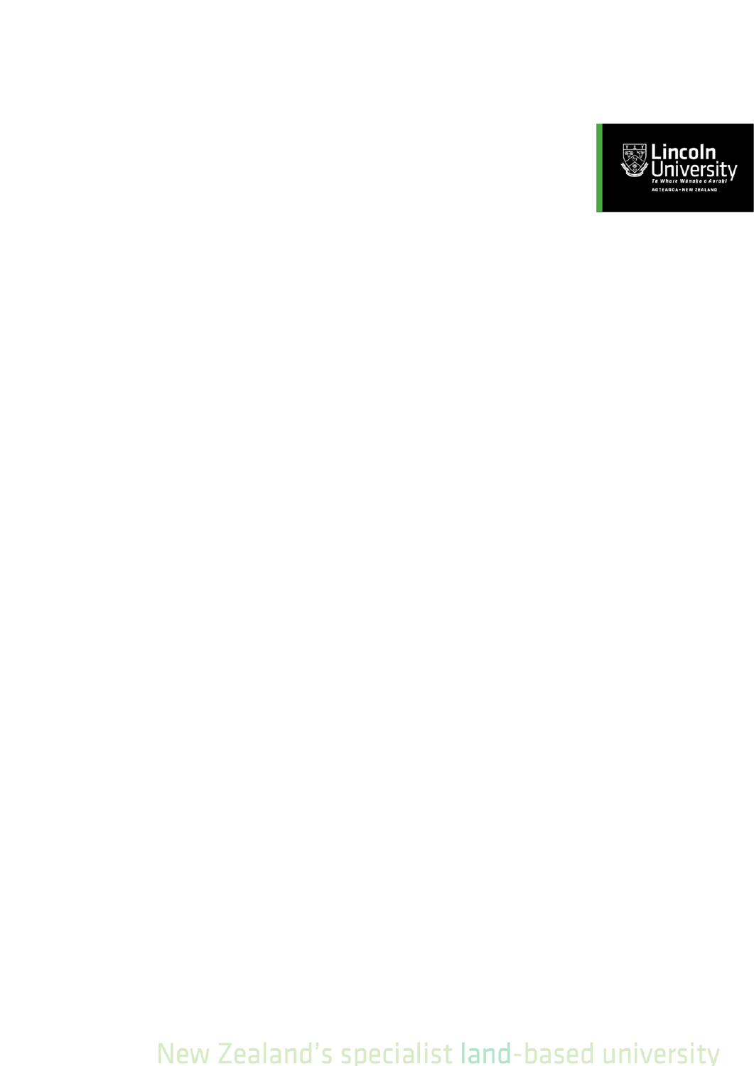Lincoln University

Te Whare Wānaka o Aoraki

AOTEAROA • NEW ZEALAND

New Zealand's specialist land-based university